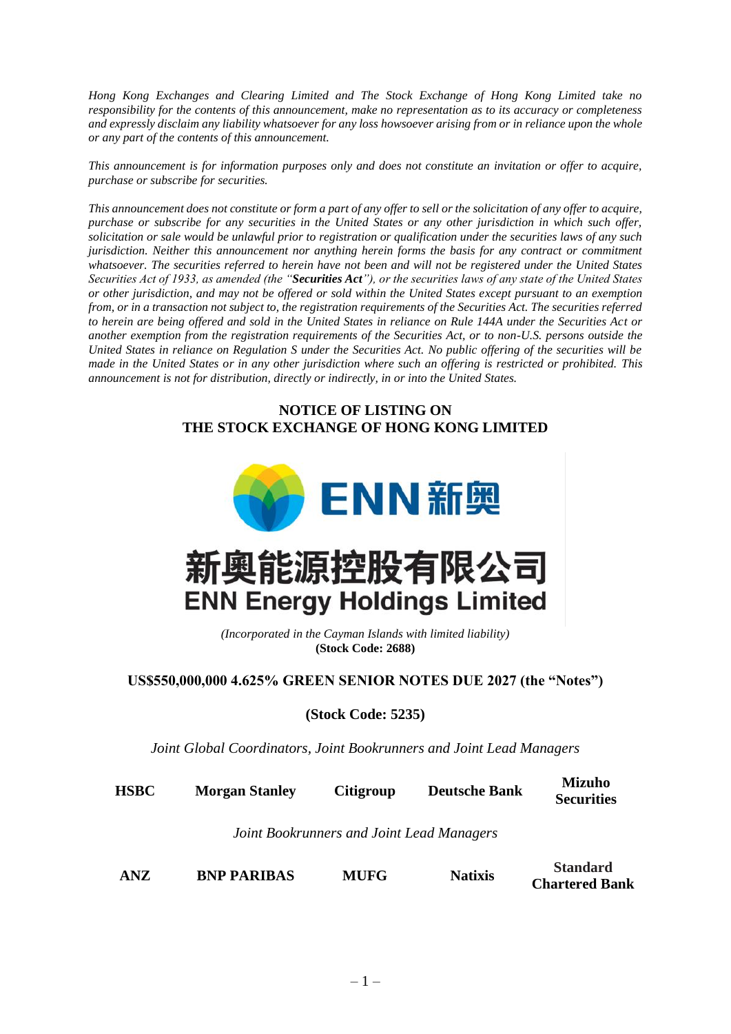*Hong Kong Exchanges and Clearing Limited and The Stock Exchange of Hong Kong Limited take no responsibility for the contents of this announcement, make no representation as to its accuracy or completeness and expressly disclaim any liability whatsoever for any loss howsoever arising from or in reliance upon the whole or any part of the contents of this announcement.*

*This announcement is for information purposes only and does not constitute an invitation or offer to acquire, purchase or subscribe for securities.*

*This announcement does not constitute or form a part of any offer to sell or the solicitation of any offer to acquire, purchase or subscribe for any securities in the United States or any other jurisdiction in which such offer, solicitation or sale would be unlawful prior to registration or qualification under the securities laws of any such jurisdiction. Neither this announcement nor anything herein forms the basis for any contract or commitment whatsoever. The securities referred to herein have not been and will not be registered under the United States Securities Act of 1933, as amended (the "**Securities Act**"), or the securities laws of any state of the United States or other jurisdiction, and may not be offered or sold within the United States except pursuant to an exemption from, or in a transaction not subject to, the registration requirements of the Securities Act. The securities referred to herein are being offered and sold in the United States in reliance on Rule 144A under the Securities Act or another exemption from the registration requirements of the Securities Act, or to non-U.S. persons outside the United States in reliance on Regulation S under the Securities Act. No public offering of the securities will be made in the United States or in any other jurisdiction where such an offering is restricted or prohibited. This announcement is not for distribution, directly or indirectly, in or into the United States.*

**NOTICE OF LISTING ON
THE STOCK EXCHANGE OF HONG KONG LIMITED**

ENN 新奧

# 新奧能源控股有限公司
# ENN Energy Holdings Limited

*(Incorporated in the Cayman Islands with limited liability)*
**(Stock Code: 2688)**

**US$550,000,000 4.625% GREEN SENIOR NOTES DUE 2027 (the "Notes")**

**(Stock Code: 5235)**

*Joint Global Coordinators, Joint Bookrunners and Joint Lead Managers*

**HSBC** **Morgan Stanley** **Citigroup** **Deutsche Bank** **Mizuho Securities**

*Joint Bookrunners and Joint Lead Managers*

**ANZ** **BNP PARIBAS** **MUFG** **Natixis** **Standard Chartered Bank**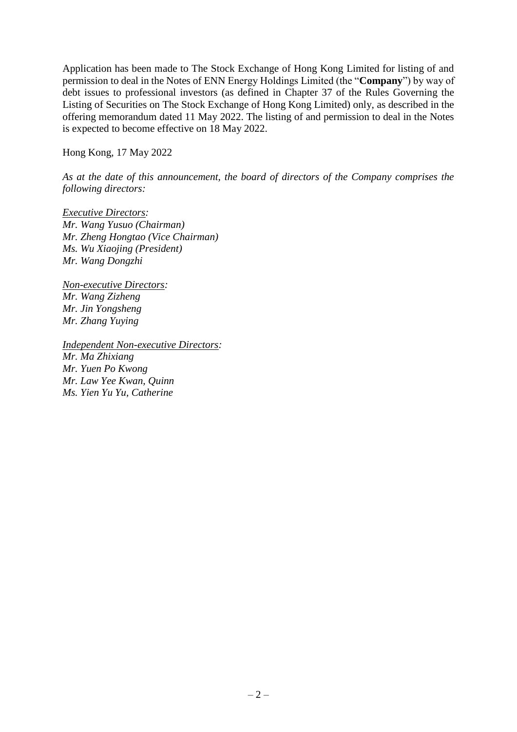Application has been made to The Stock Exchange of Hong Kong Limited for listing of and permission to deal in the Notes of ENN Energy Holdings Limited (the "**Company**") by way of debt issues to professional investors (as defined in Chapter 37 of the Rules Governing the Listing of Securities on The Stock Exchange of Hong Kong Limited) only, as described in the offering memorandum dated 11 May 2022. The listing of and permission to deal in the Notes is expected to become effective on 18 May 2022.

Hong Kong, 17 May 2022

*As at the date of this announcement, the board of directors of the Company comprises the following directors:*

*Executive Directors:*
*Mr. Wang Yusuo (Chairman)*
*Mr. Zheng Hongtao (Vice Chairman)*
*Ms. Wu Xiaojing (President)*
*Mr. Wang Dongzhi*

*Non-executive Directors:*
*Mr. Wang Zizheng*
*Mr. Jin Yongsheng*
*Mr. Zhang Yuying*

*Independent Non-executive Directors:*
*Mr. Ma Zhixiang*
*Mr. Yuen Po Kwong*
*Mr. Law Yee Kwan, Quinn*
*Ms. Yien Yu Yu, Catherine*